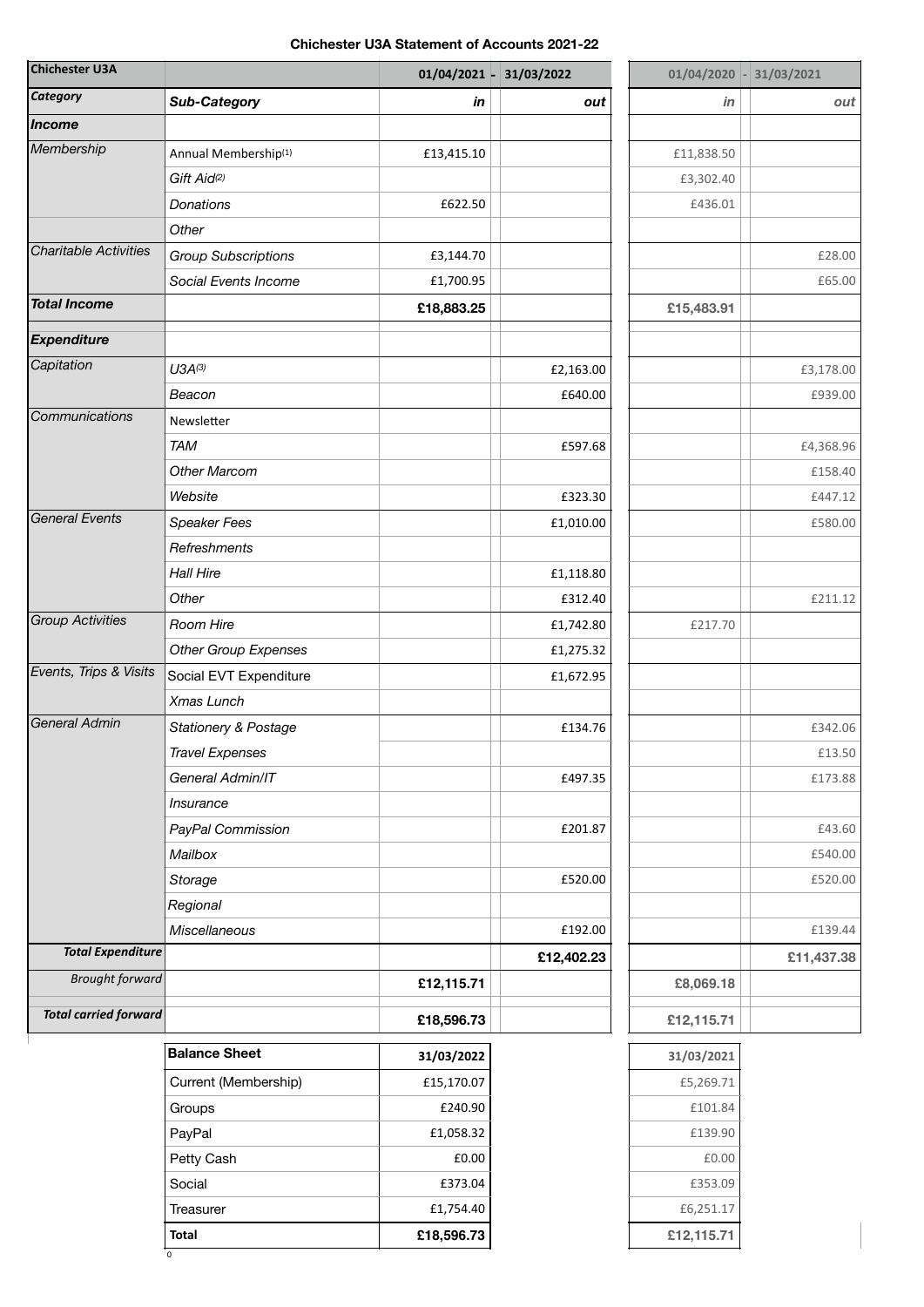# Chichester U3A Statement of Accounts 2021-22

| Chichester U3A | | 01/04/2021 - | 31/03/2022 | 01/04/2020 - | 31/03/2021 |
|---|---|---|---|---|---|
| *Category* | *Sub-Category* | *in* | *out* | *in* | *out* |
| ***Income*** | | | | | |
| *Membership* | Annual Membership[1] | £13,415.10 | | £11,838.50 | |
| | *Gift Aid[2]* | | | £3,302.40 | |
| | *Donations* | £622.50 | | £436.01 | |
| | *Other* | | | | |
| *Charitable Activities* | *Group Subscriptions* | £3,144.70 | | | £28.00 |
| | *Social Events Income* | £1,700.95 | | | £65.00 |
| ***Total Income*** | | **£18,883.25** | | **£15,483.91** | |
| ***Expenditure*** | | | | | |
| *Capitation* | *U3A[3]* | | £2,163.00 | | £3,178.00 |
| | *Beacon* | | £640.00 | | £939.00 |
| *Communications* | Newsletter | | | | |
| | *TAM* | | £597.68 | | £4,368.96 |
| | *Other Marcom* | | | | £158.40 |
| | *Website* | | £323.30 | | £447.12 |
| *General Events* | *Speaker Fees* | | £1,010.00 | | £580.00 |
| | *Refreshments* | | | | |
| | *Hall Hire* | | £1,118.80 | | |
| | *Other* | | £312.40 | | £211.12 |
| *Group Activities* | *Room Hire* | | £1,742.80 | £217.70 | |
| | *Other Group Expenses* | | £1,275.32 | | |
| *Events, Trips & Visits* | Social EVT Expenditure | | £1,672.95 | | |
| | *Xmas Lunch* | | | | |
| *General Admin* | *Stationery & Postage* | | £134.76 | | £342.06 |
| | *Travel Expenses* | | | | £13.50 |
| | *General Admin/IT* | | £497.35 | | £173.88 |
| | *Insurance* | | | | |
| | *PayPal Commission* | | £201.87 | | £43.60 |
| | *Mailbox* | | | | £540.00 |
| | *Storage* | | £520.00 | | £520.00 |
| | *Regional* | | | | |
| | *Miscellaneous* | | £192.00 | | £139.44 |
| ***Total Expenditure*** | | | **£12,402.23** | | **£11,437.38** |
| *Brought forward* | | **£12,115.71** | | **£8,069.18** | |
| ***Total carried forward*** | | **£18,596.73** | | **£12,115.71** | |

| Balance Sheet | 31/03/2022 | 31/03/2021 |
|---|---|---|
| Current (Membership) | £15,170.07 | £5,269.71 |
| Groups | £240.90 | £101.84 |
| PayPal | £1,058.32 | £139.90 |
| Petty Cash | £0.00 | £0.00 |
| Social | £373.04 | £353.09 |
| Treasurer | £1,754.40 | £6,251.17 |
| **Total** | **£18,596.73** | **£12,115.71** |

0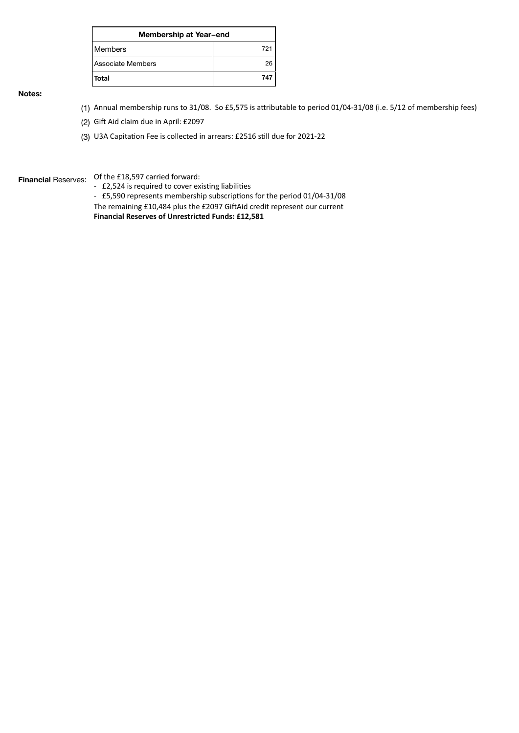| Membership at Year–end | |
|---|---|
| Members | 721 |
| Associate Members | 26 |
| **Total** | **747** |

**Notes:**

(1) Annual membership runs to 31/08. So £5,575 is attributable to period 01/04-31/08 (i.e. 5/12 of membership fees)

(2) Gift Aid claim due in April: £2097

(3) U3A Capitation Fee is collected in arrears: £2516 still due for 2021-22

**Financial** Reserves: Of the £18,597 carried forward:

- £2,524 is required to cover existing liabilities
- £5,590 represents membership subscriptions for the period 01/04-31/08

The remaining £10,484 plus the £2097 GiftAid credit represent our current
**Financial Reserves of Unrestricted Funds: £12,581**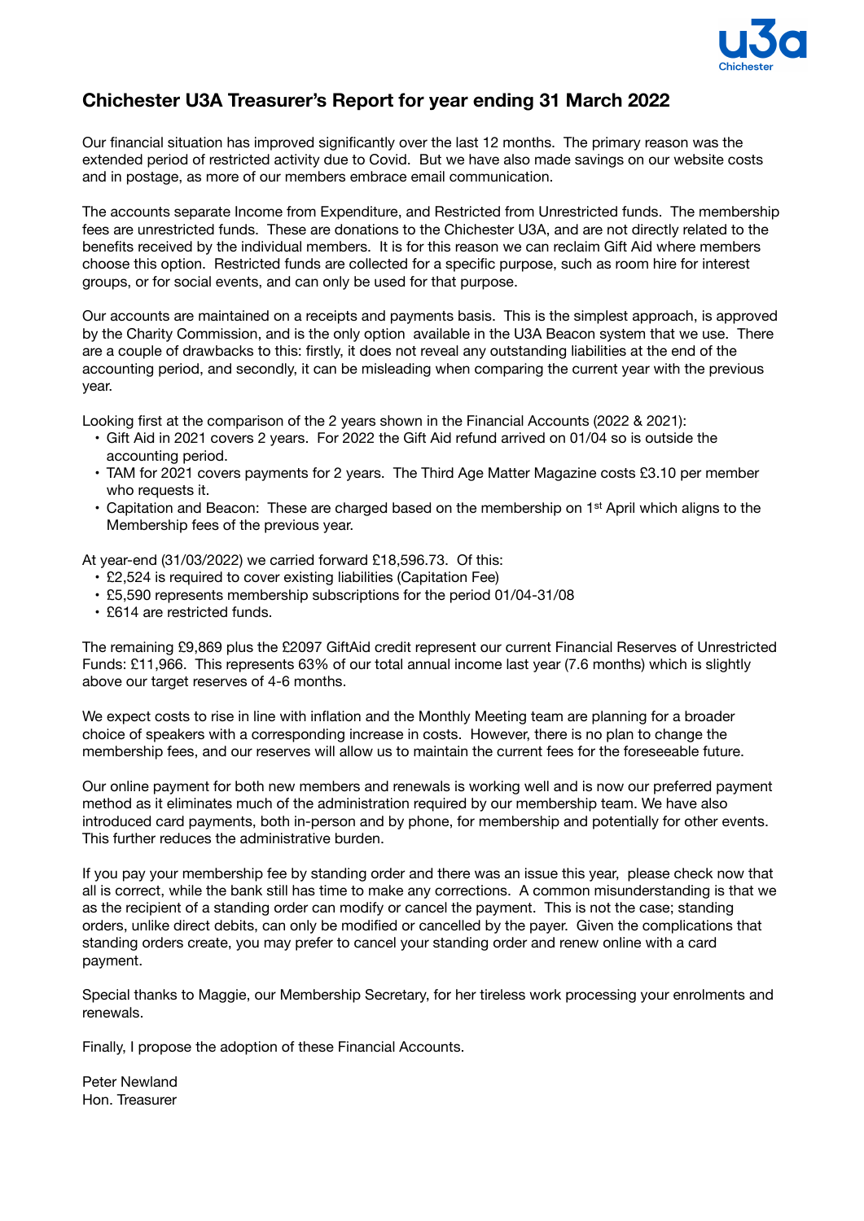# Chichester U3A Treasurer's Report for year ending 31 March 2022

Our financial situation has improved significantly over the last 12 months. The primary reason was the extended period of restricted activity due to Covid. But we have also made savings on our website costs and in postage, as more of our members embrace email communication.

The accounts separate Income from Expenditure, and Restricted from Unrestricted funds. The membership fees are unrestricted funds. These are donations to the Chichester U3A, and are not directly related to the benefits received by the individual members. It is for this reason we can reclaim Gift Aid where members choose this option. Restricted funds are collected for a specific purpose, such as room hire for interest groups, or for social events, and can only be used for that purpose.

Our accounts are maintained on a receipts and payments basis. This is the simplest approach, is approved by the Charity Commission, and is the only option available in the U3A Beacon system that we use. There are a couple of drawbacks to this: firstly, it does not reveal any outstanding liabilities at the end of the accounting period, and secondly, it can be misleading when comparing the current year with the previous year.

Looking first at the comparison of the 2 years shown in the Financial Accounts (2022 & 2021):

- Gift Aid in 2021 covers 2 years. For 2022 the Gift Aid refund arrived on 01/04 so is outside the accounting period.
- TAM for 2021 covers payments for 2 years. The Third Age Matter Magazine costs £3.10 per member who requests it.
- Capitation and Beacon: These are charged based on the membership on 1st April which aligns to the Membership fees of the previous year.

At year-end (31/03/2022) we carried forward £18,596.73. Of this:

- £2,524 is required to cover existing liabilities (Capitation Fee)
- £5,590 represents membership subscriptions for the period 01/04-31/08
- £614 are restricted funds.

The remaining £9,869 plus the £2097 GiftAid credit represent our current Financial Reserves of Unrestricted Funds: £11,966. This represents 63% of our total annual income last year (7.6 months) which is slightly above our target reserves of 4-6 months.

We expect costs to rise in line with inflation and the Monthly Meeting team are planning for a broader choice of speakers with a corresponding increase in costs. However, there is no plan to change the membership fees, and our reserves will allow us to maintain the current fees for the foreseeable future.

Our online payment for both new members and renewals is working well and is now our preferred payment method as it eliminates much of the administration required by our membership team. We have also introduced card payments, both in-person and by phone, for membership and potentially for other events. This further reduces the administrative burden.

If you pay your membership fee by standing order and there was an issue this year, please check now that all is correct, while the bank still has time to make any corrections. A common misunderstanding is that we as the recipient of a standing order can modify or cancel the payment. This is not the case; standing orders, unlike direct debits, can only be modified or cancelled by the payer. Given the complications that standing orders create, you may prefer to cancel your standing order and renew online with a card payment.

Special thanks to Maggie, our Membership Secretary, for her tireless work processing your enrolments and renewals.

Finally, I propose the adoption of these Financial Accounts.

Peter Newland
Hon. Treasurer